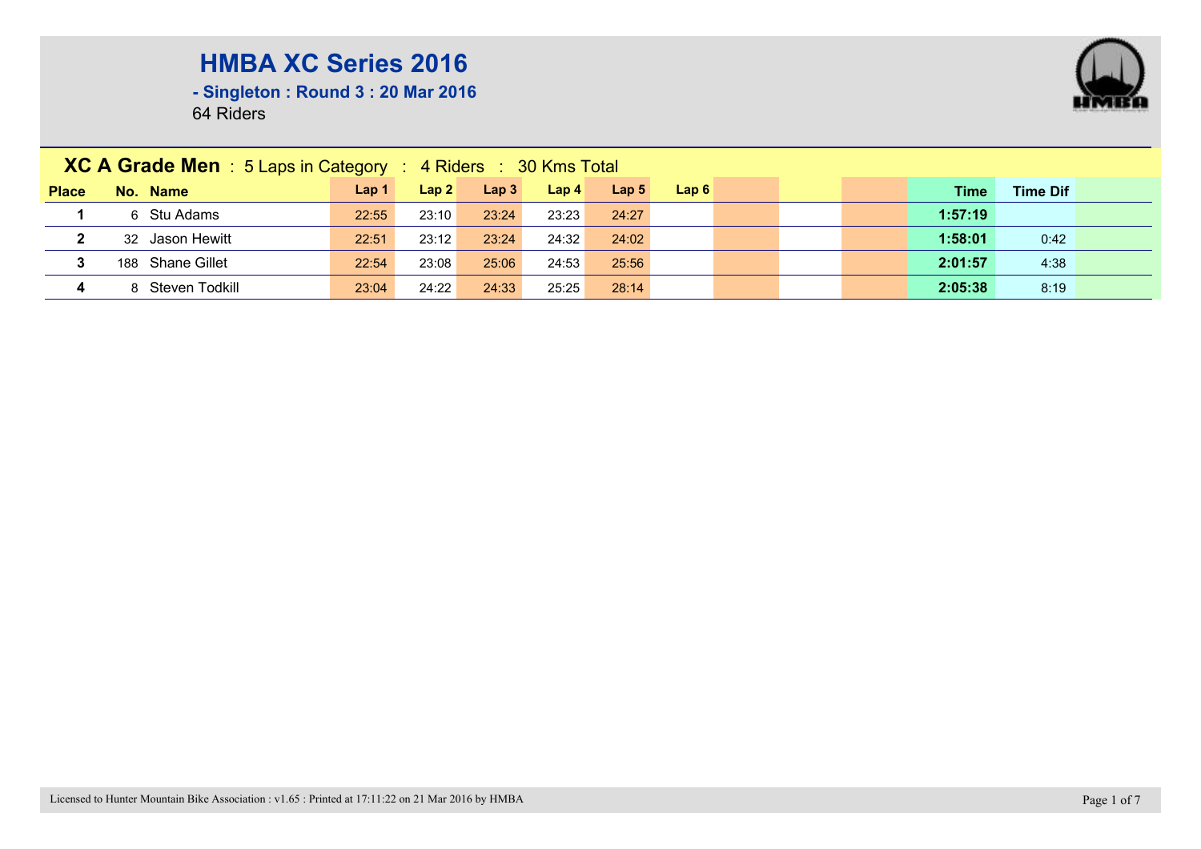# HMBA XC Series 2016

## - Singleton : Round 3 : 20 Mar 2016

64 Riders

**XC A Grade Men** : 5 Laps in Category : 4 Riders : 30 Kms Total

| Place | No. | Name | Lap 1 | Lap 2 | Lap 3 | Lap 4 | Lap 5 | Lap 6 | | | | Time | Time Dif |
|---|---|---|---|---|---|---|---|---|---|---|---|---|---|
| **1** | 6 | Stu Adams | 22:55 | 23:10 | 23:24 | 23:23 | 24:27 | | | | | **1:57:19** | |
| **2** | 32 | Jason Hewitt | 22:51 | 23:12 | 23:24 | 24:32 | 24:02 | | | | | **1:58:01** | 0:42 |
| **3** | 188 | Shane Gillet | 22:54 | 23:08 | 25:06 | 24:53 | 25:56 | | | | | **2:01:57** | 4:38 |
| **4** | 8 | Steven Todkill | 23:04 | 24:22 | 24:33 | 25:25 | 28:14 | | | | | **2:05:38** | 8:19 |

Licensed to Hunter Mountain Bike Association : v1.65 : Printed at 17:11:22 on 21 Mar 2016 by HMBA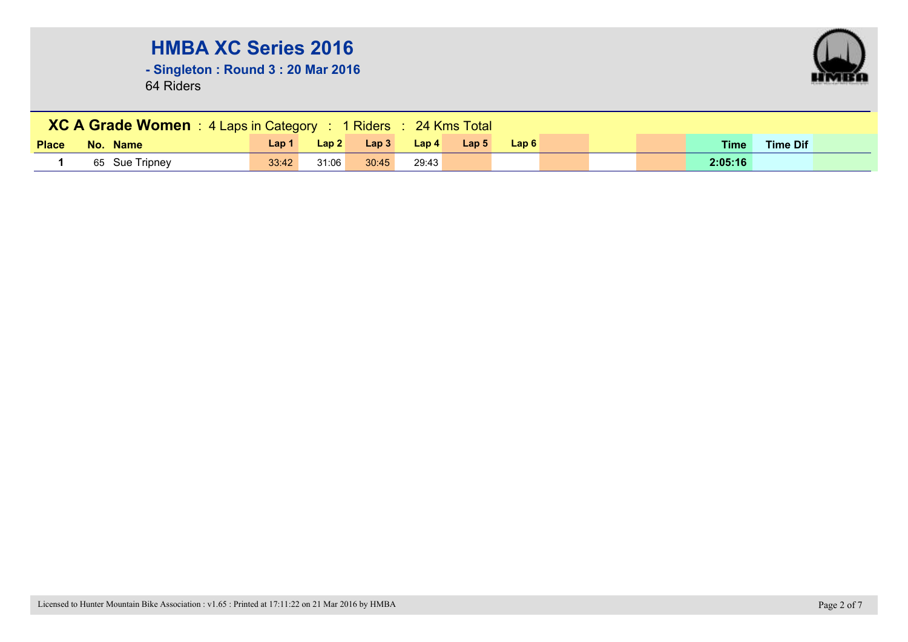# HMBA XC Series 2016

**- Singleton : Round 3 : 20 Mar 2016**

64 Riders

**XC A Grade Women** : 4 Laps in Category : 1 Riders : 24 Kms Total

| Place | No. | Name | Lap 1 | Lap 2 | Lap 3 | Lap 4 | Lap 5 | Lap 6 | | | | Time | Time Dif |
|---|---|---|---|---|---|---|---|---|---|---|---|---|---|
| **1** | 65 | Sue Tripney | 33:42 | 31:06 | 30:45 | 29:43 | | | | | | **2:05:16** | |

Licensed to Hunter Mountain Bike Association : v1.65 : Printed at 17:11:22 on 21 Mar 2016 by HMBA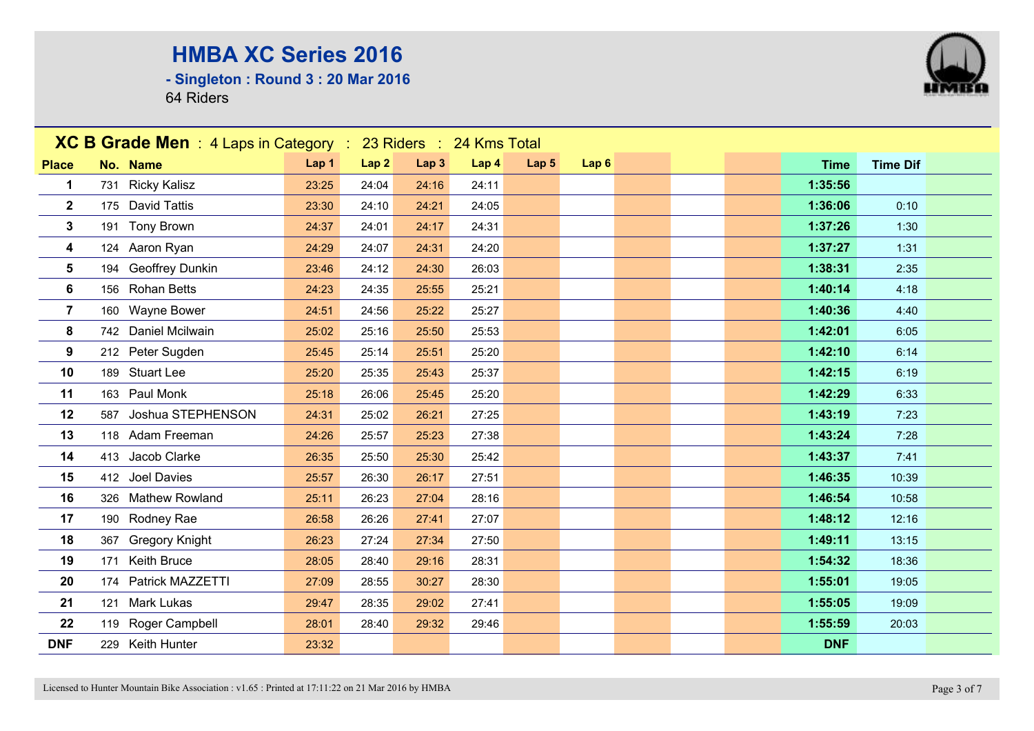# HMBA XC Series 2016

## - Singleton : Round 3 : 20 Mar 2016

64 Riders

**XC B Grade Men** : 4 Laps in Category : 23 Riders : 24 Kms Total

| Place | No. | Name | Lap 1 | Lap 2 | Lap 3 | Lap 4 | Lap 5 | Lap 6 | | | | Time | Time Dif |
|---|---|---|---|---|---|---|---|---|---|---|---|---|---|
| 1 | 731 | Ricky Kalisz | 23:25 | 24:04 | 24:16 | 24:11 | | | | | | **1:35:56** | |
| 2 | 175 | David Tattis | 23:30 | 24:10 | 24:21 | 24:05 | | | | | | **1:36:06** | 0:10 |
| 3 | 191 | Tony Brown | 24:37 | 24:01 | 24:17 | 24:31 | | | | | | **1:37:26** | 1:30 |
| 4 | 124 | Aaron Ryan | 24:29 | 24:07 | 24:31 | 24:20 | | | | | | **1:37:27** | 1:31 |
| 5 | 194 | Geoffrey Dunkin | 23:46 | 24:12 | 24:30 | 26:03 | | | | | | **1:38:31** | 2:35 |
| 6 | 156 | Rohan Betts | 24:23 | 24:35 | 25:55 | 25:21 | | | | | | **1:40:14** | 4:18 |
| 7 | 160 | Wayne Bower | 24:51 | 24:56 | 25:22 | 25:27 | | | | | | **1:40:36** | 4:40 |
| 8 | 742 | Daniel Mcilwain | 25:02 | 25:16 | 25:50 | 25:53 | | | | | | **1:42:01** | 6:05 |
| 9 | 212 | Peter Sugden | 25:45 | 25:14 | 25:51 | 25:20 | | | | | | **1:42:10** | 6:14 |
| 10 | 189 | Stuart Lee | 25:20 | 25:35 | 25:43 | 25:37 | | | | | | **1:42:15** | 6:19 |
| 11 | 163 | Paul Monk | 25:18 | 26:06 | 25:45 | 25:20 | | | | | | **1:42:29** | 6:33 |
| 12 | 587 | Joshua STEPHENSON | 24:31 | 25:02 | 26:21 | 27:25 | | | | | | **1:43:19** | 7:23 |
| 13 | 118 | Adam Freeman | 24:26 | 25:57 | 25:23 | 27:38 | | | | | | **1:43:24** | 7:28 |
| 14 | 413 | Jacob Clarke | 26:35 | 25:50 | 25:30 | 25:42 | | | | | | **1:43:37** | 7:41 |
| 15 | 412 | Joel Davies | 25:57 | 26:30 | 26:17 | 27:51 | | | | | | **1:46:35** | 10:39 |
| 16 | 326 | Mathew Rowland | 25:11 | 26:23 | 27:04 | 28:16 | | | | | | **1:46:54** | 10:58 |
| 17 | 190 | Rodney Rae | 26:58 | 26:26 | 27:41 | 27:07 | | | | | | **1:48:12** | 12:16 |
| 18 | 367 | Gregory Knight | 26:23 | 27:24 | 27:34 | 27:50 | | | | | | **1:49:11** | 13:15 |
| 19 | 171 | Keith Bruce | 28:05 | 28:40 | 29:16 | 28:31 | | | | | | **1:54:32** | 18:36 |
| 20 | 174 | Patrick MAZZETTI | 27:09 | 28:55 | 30:27 | 28:30 | | | | | | **1:55:01** | 19:05 |
| 21 | 121 | Mark Lukas | 29:47 | 28:35 | 29:02 | 27:41 | | | | | | **1:55:05** | 19:09 |
| 22 | 119 | Roger Campbell | 28:01 | 28:40 | 29:32 | 29:46 | | | | | | **1:55:59** | 20:03 |
| DNF | 229 | Keith Hunter | 23:32 | | | | | | | | | **DNF** | |

Licensed to Hunter Mountain Bike Association : v1.65 : Printed at 17:11:22 on 21 Mar 2016 by HMBA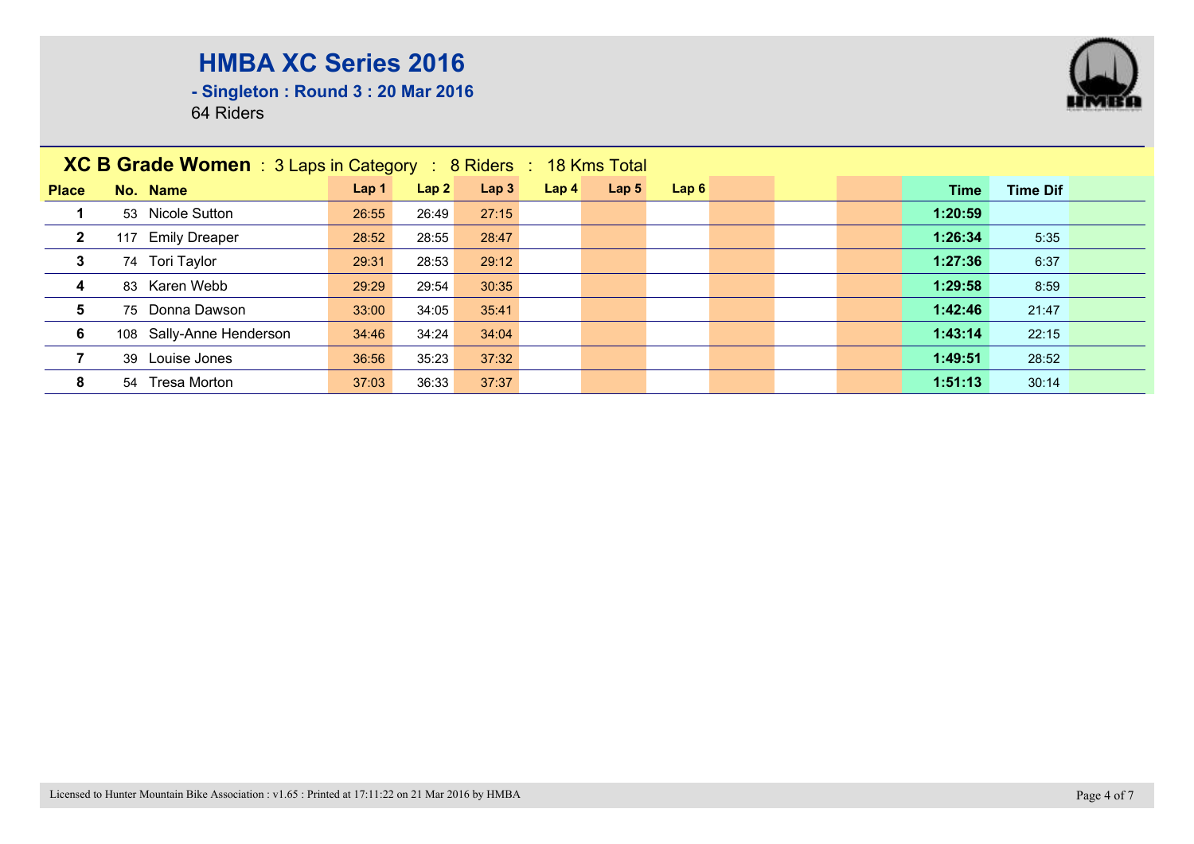# HMBA XC Series 2016

**- Singleton : Round 3 : 20 Mar 2016**

64 Riders

## XC B Grade Women : 3 Laps in Category : 8 Riders : 18 Kms Total

| Place | No. | Name | Lap 1 | Lap 2 | Lap 3 | Lap 4 | Lap 5 | Lap 6 | Time | Time Dif |
|---|---|---|---|---|---|---|---|---|---|---|
| 1 | 53 | Nicole Sutton | 26:55 | 26:49 | 27:15 | | | | 1:20:59 | |
| 2 | 117 | Emily Dreaper | 28:52 | 28:55 | 28:47 | | | | 1:26:34 | 5:35 |
| 3 | 74 | Tori Taylor | 29:31 | 28:53 | 29:12 | | | | 1:27:36 | 6:37 |
| 4 | 83 | Karen Webb | 29:29 | 29:54 | 30:35 | | | | 1:29:58 | 8:59 |
| 5 | 75 | Donna Dawson | 33:00 | 34:05 | 35:41 | | | | 1:42:46 | 21:47 |
| 6 | 108 | Sally-Anne Henderson | 34:46 | 34:24 | 34:04 | | | | 1:43:14 | 22:15 |
| 7 | 39 | Louise Jones | 36:56 | 35:23 | 37:32 | | | | 1:49:51 | 28:52 |
| 8 | 54 | Tresa Morton | 37:03 | 36:33 | 37:37 | | | | 1:51:13 | 30:14 |

Licensed to Hunter Mountain Bike Association : v1.65 : Printed at 17:11:22 on 21 Mar 2016 by HMBA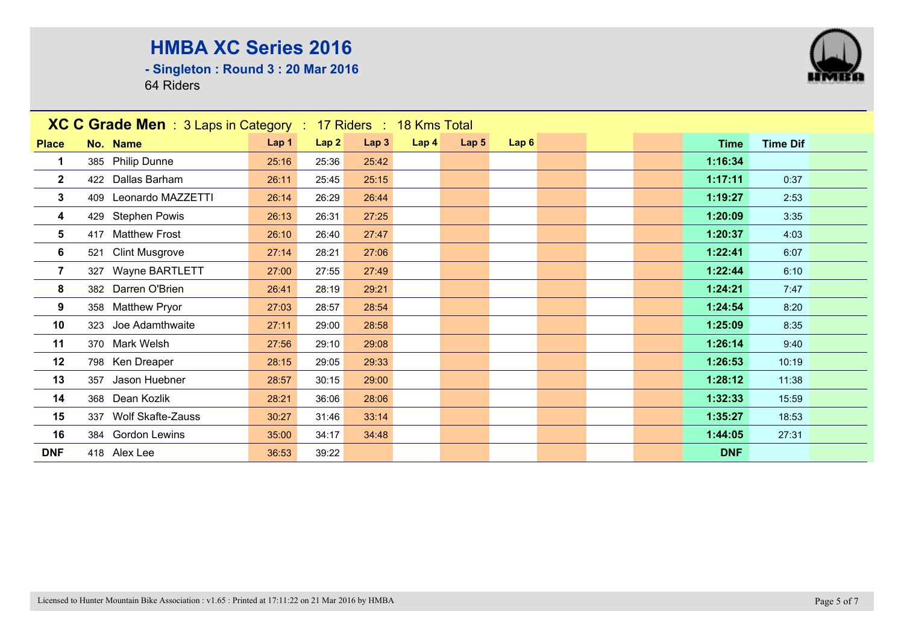# HMBA XC Series 2016

**- Singleton : Round 3 : 20 Mar 2016**

64 Riders

## XC C Grade Men : 3 Laps in Category : 17 Riders : 18 Kms Total

| Place | No. | Name | Lap 1 | Lap 2 | Lap 3 | Lap 4 | Lap 5 | Lap 6 | | | | Time | Time Dif |
|---|---|---|---|---|---|---|---|---|---|---|---|---|---|
| 1 | 385 | Philip Dunne | 25:16 | 25:36 | 25:42 | | | | | | | 1:16:34 | |
| 2 | 422 | Dallas Barham | 26:11 | 25:45 | 25:15 | | | | | | | 1:17:11 | 0:37 |
| 3 | 409 | Leonardo MAZZETTI | 26:14 | 26:29 | 26:44 | | | | | | | 1:19:27 | 2:53 |
| 4 | 429 | Stephen Powis | 26:13 | 26:31 | 27:25 | | | | | | | 1:20:09 | 3:35 |
| 5 | 417 | Matthew Frost | 26:10 | 26:40 | 27:47 | | | | | | | 1:20:37 | 4:03 |
| 6 | 521 | Clint Musgrove | 27:14 | 28:21 | 27:06 | | | | | | | 1:22:41 | 6:07 |
| 7 | 327 | Wayne BARTLETT | 27:00 | 27:55 | 27:49 | | | | | | | 1:22:44 | 6:10 |
| 8 | 382 | Darren O'Brien | 26:41 | 28:19 | 29:21 | | | | | | | 1:24:21 | 7:47 |
| 9 | 358 | Matthew Pryor | 27:03 | 28:57 | 28:54 | | | | | | | 1:24:54 | 8:20 |
| 10 | 323 | Joe Adamthwaite | 27:11 | 29:00 | 28:58 | | | | | | | 1:25:09 | 8:35 |
| 11 | 370 | Mark Welsh | 27:56 | 29:10 | 29:08 | | | | | | | 1:26:14 | 9:40 |
| 12 | 798 | Ken Dreaper | 28:15 | 29:05 | 29:33 | | | | | | | 1:26:53 | 10:19 |
| 13 | 357 | Jason Huebner | 28:57 | 30:15 | 29:00 | | | | | | | 1:28:12 | 11:38 |
| 14 | 368 | Dean Kozlik | 28:21 | 36:06 | 28:06 | | | | | | | 1:32:33 | 15:59 |
| 15 | 337 | Wolf Skafte-Zauss | 30:27 | 31:46 | 33:14 | | | | | | | 1:35:27 | 18:53 |
| 16 | 384 | Gordon Lewins | 35:00 | 34:17 | 34:48 | | | | | | | 1:44:05 | 27:31 |
| DNF | 418 | Alex Lee | 36:53 | 39:22 | | | | | | | | DNF | |

Licensed to Hunter Mountain Bike Association : v1.65 : Printed at 17:11:22 on 21 Mar 2016 by HMBA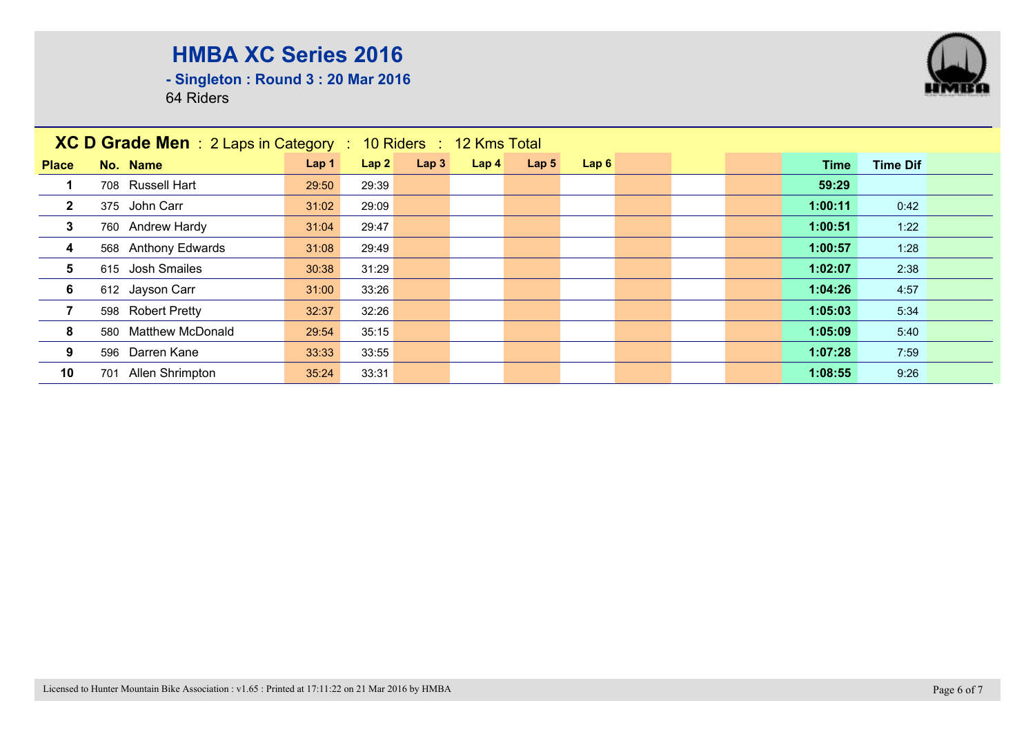# HMBA XC Series 2016

**- Singleton : Round 3 : 20 Mar 2016**

64 Riders

## XC D Grade Men : 2 Laps in Category : 10 Riders : 12 Kms Total

| Place | No. | Name | Lap 1 | Lap 2 | Lap 3 | Lap 4 | Lap 5 | Lap 6 | Time | Time Dif |
|---|---|---|---|---|---|---|---|---|---|---|
| 1 | 708 | Russell Hart | 29:50 | 29:39 | | | | | 59:29 | |
| 2 | 375 | John Carr | 31:02 | 29:09 | | | | | 1:00:11 | 0:42 |
| 3 | 760 | Andrew Hardy | 31:04 | 29:47 | | | | | 1:00:51 | 1:22 |
| 4 | 568 | Anthony Edwards | 31:08 | 29:49 | | | | | 1:00:57 | 1:28 |
| 5 | 615 | Josh Smailes | 30:38 | 31:29 | | | | | 1:02:07 | 2:38 |
| 6 | 612 | Jayson Carr | 31:00 | 33:26 | | | | | 1:04:26 | 4:57 |
| 7 | 598 | Robert Pretty | 32:37 | 32:26 | | | | | 1:05:03 | 5:34 |
| 8 | 580 | Matthew McDonald | 29:54 | 35:15 | | | | | 1:05:09 | 5:40 |
| 9 | 596 | Darren Kane | 33:33 | 33:55 | | | | | 1:07:28 | 7:59 |
| 10 | 701 | Allen Shrimpton | 35:24 | 33:31 | | | | | 1:08:55 | 9:26 |

Licensed to Hunter Mountain Bike Association : v1.65 : Printed at 17:11:22 on 21 Mar 2016 by HMBA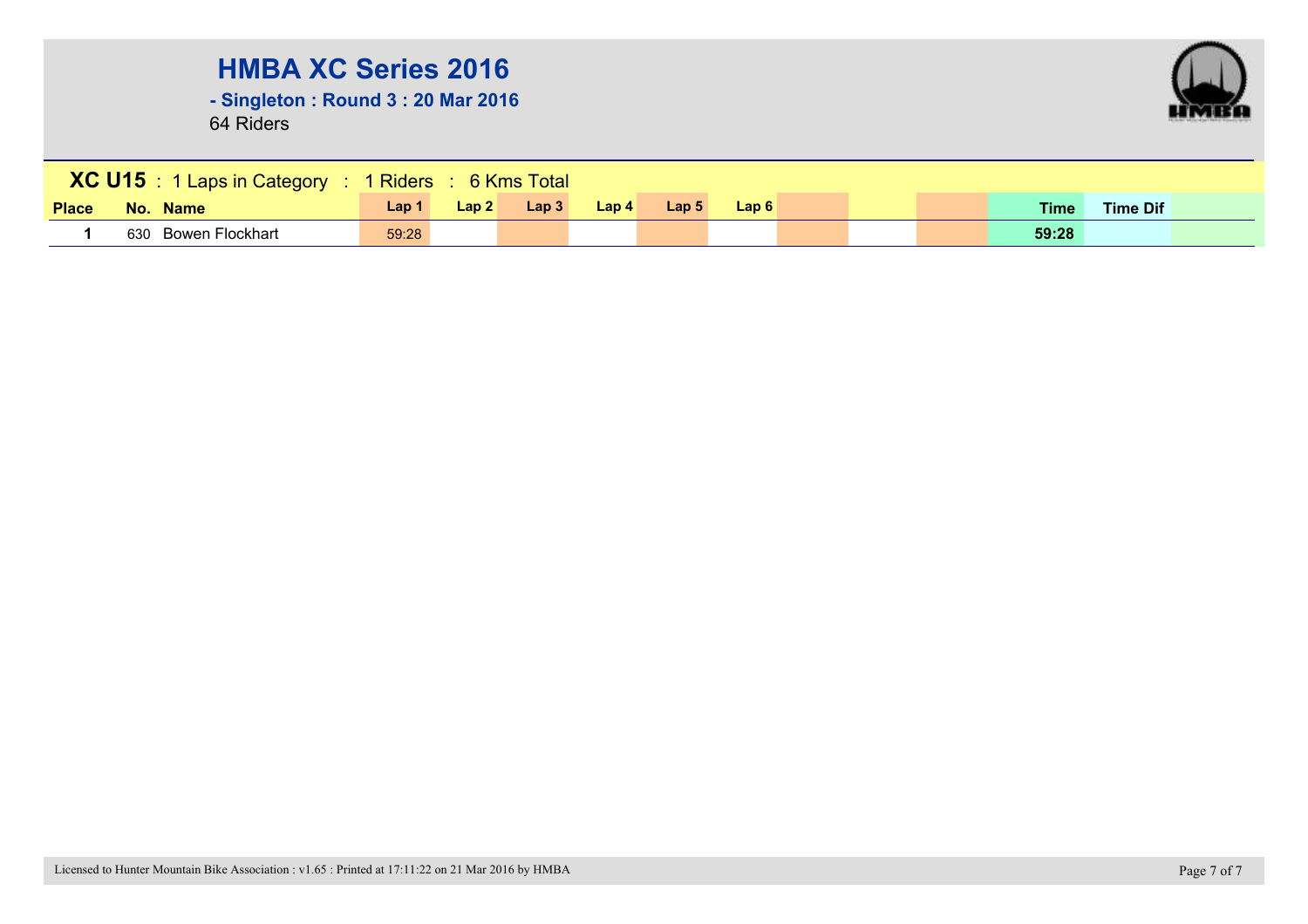# HMBA XC Series 2016

## - Singleton : Round 3 : 20 Mar 2016

64 Riders

**XC U15** : 1 Laps in Category : 1 Riders : 6 Kms Total

| Place | No. | Name | Lap 1 | Lap 2 | Lap 3 | Lap 4 | Lap 5 | Lap 6 | | | | Time | Time Dif | |
|---|---|---|---|---|---|---|---|---|---|---|---|---|---|---|
| **1** | 630 | Bowen Flockhart | 59:28 | | | | | | | | | **59:28** | | |

Licensed to Hunter Mountain Bike Association : v1.65 : Printed at 17:11:22 on 21 Mar 2016 by HMBA